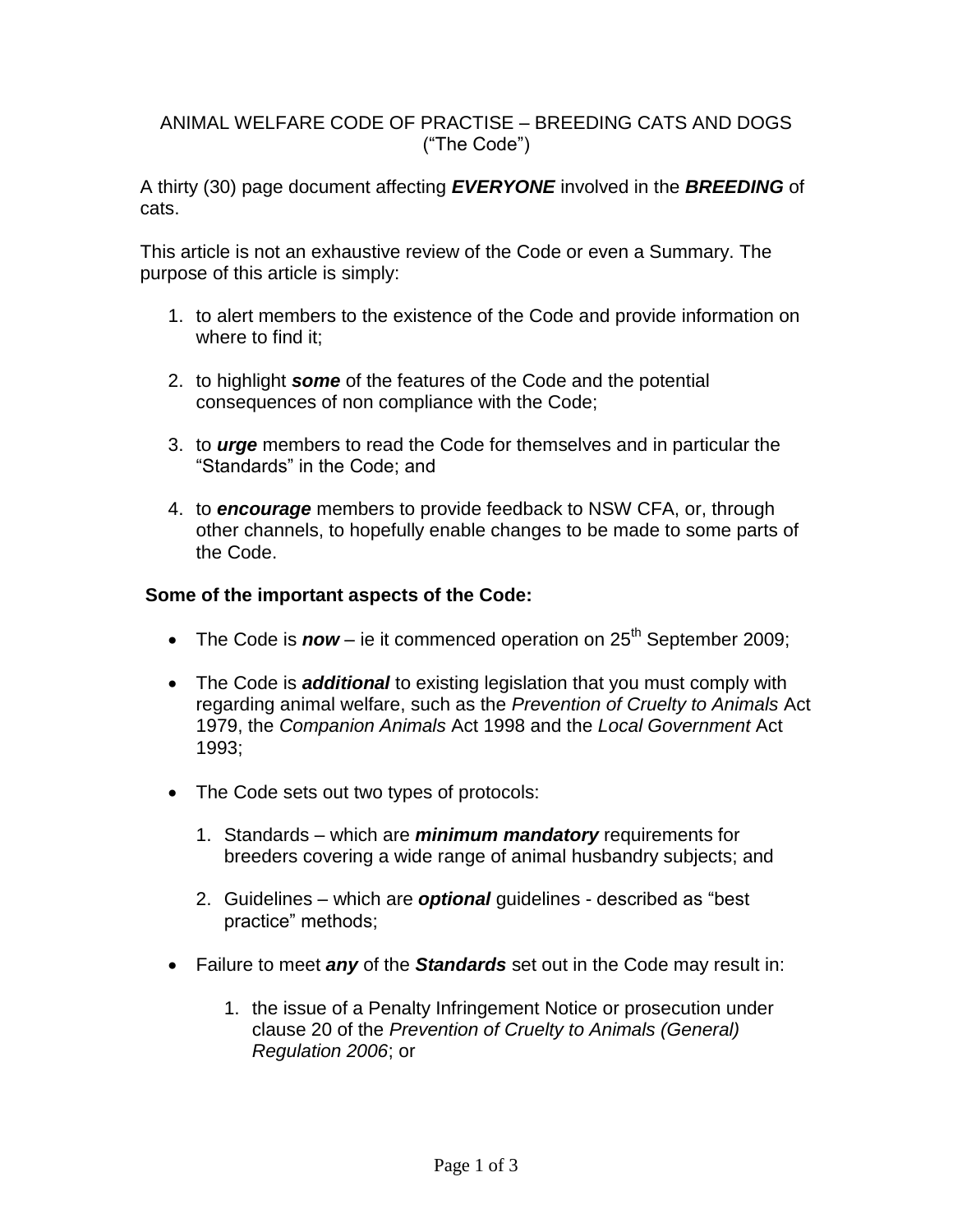ANIMAL WELFARE CODE OF PRACTISE – BREEDING CATS AND DOGS
("The Code")

A thirty (30) page document affecting ***EVERYONE*** involved in the ***BREEDING*** of cats.

This article is not an exhaustive review of the Code or even a Summary. The purpose of this article is simply:

1. to alert members to the existence of the Code and provide information on where to find it;

2. to highlight ***some*** of the features of the Code and the potential consequences of non compliance with the Code;

3. to ***urge*** members to read the Code for themselves and in particular the "Standards" in the Code; and

4. to ***encourage*** members to provide feedback to NSW CFA, or, through other channels, to hopefully enable changes to be made to some parts of the Code.

**Some of the important aspects of the Code:**

- The Code is ***now*** – ie it commenced operation on 25th September 2009;

- The Code is ***additional*** to existing legislation that you must comply with regarding animal welfare, such as the *Prevention of Cruelty to Animals* Act 1979, the *Companion Animals* Act 1998 and the *Local Government* Act 1993;

- The Code sets out two types of protocols:

    1. Standards – which are ***minimum mandatory*** requirements for breeders covering a wide range of animal husbandry subjects; and

    2. Guidelines – which are ***optional*** guidelines - described as "best practice" methods;

- Failure to meet ***any*** of the ***Standards*** set out in the Code may result in:

    1. the issue of a Penalty Infringement Notice or prosecution under clause 20 of the *Prevention of Cruelty to Animals (General) Regulation 2006*; or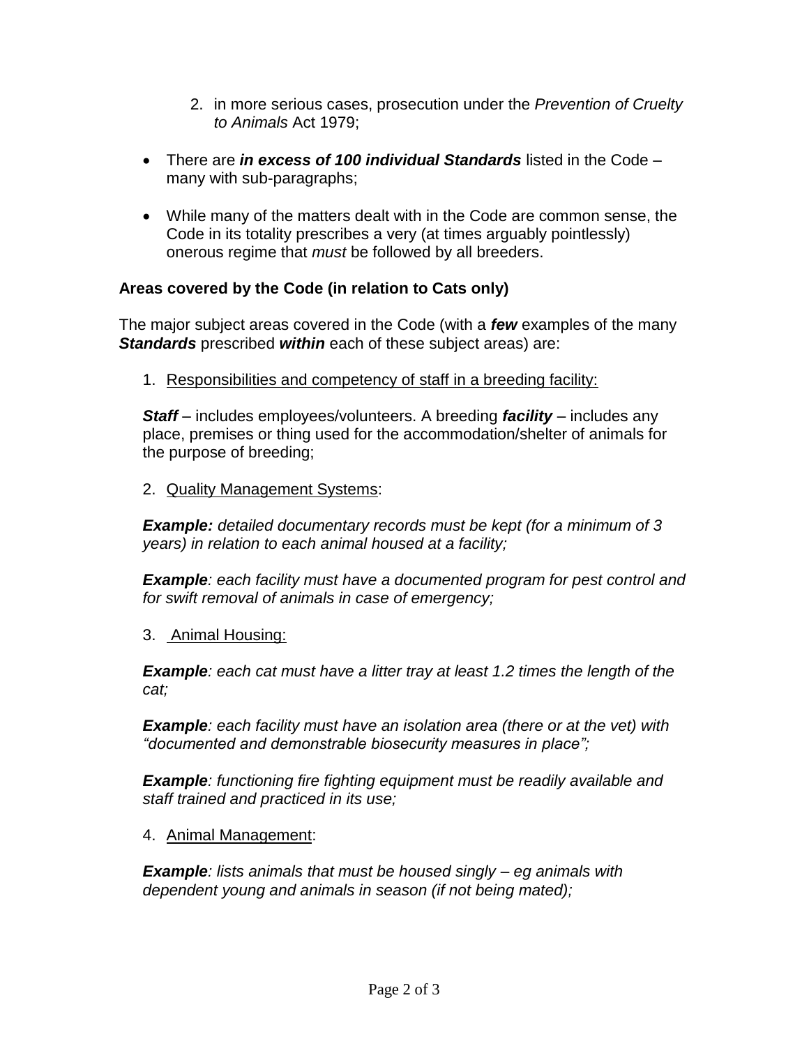2. in more serious cases, prosecution under the *Prevention of Cruelty to Animals* Act 1979;

- There are ***in excess of 100 individual Standards*** listed in the Code – many with sub-paragraphs;

- While many of the matters dealt with in the Code are common sense, the Code in its totality prescribes a very (at times arguably pointlessly) onerous regime that *must* be followed by all breeders.

**Areas covered by the Code (in relation to Cats only)**

The major subject areas covered in the Code (with a ***few*** examples of the many ***Standards*** prescribed ***within*** each of these subject areas) are:

1. <u>Responsibilities and competency of staff in a breeding facility:</u>

   ***Staff*** – includes employees/volunteers. A breeding ***facility*** – includes any place, premises or thing used for the accommodation/shelter of animals for the purpose of breeding;

2. <u>Quality Management Systems</u>:

   ***Example:*** *detailed documentary records must be kept (for a minimum of 3 years) in relation to each animal housed at a facility;*

   ***Example****: each facility must have a documented program for pest control and for swift removal of animals in case of emergency;*

3. <u>Animal Housing:</u>

   ***Example****: each cat must have a litter tray at least 1.2 times the length of the cat;*

   ***Example****: each facility must have an isolation area (there or at the vet) with "documented and demonstrable biosecurity measures in place";*

   ***Example****: functioning fire fighting equipment must be readily available and staff trained and practiced in its use;*

4. <u>Animal Management</u>:

   ***Example****: lists animals that must be housed singly – eg animals with dependent young and animals in season (if not being mated);*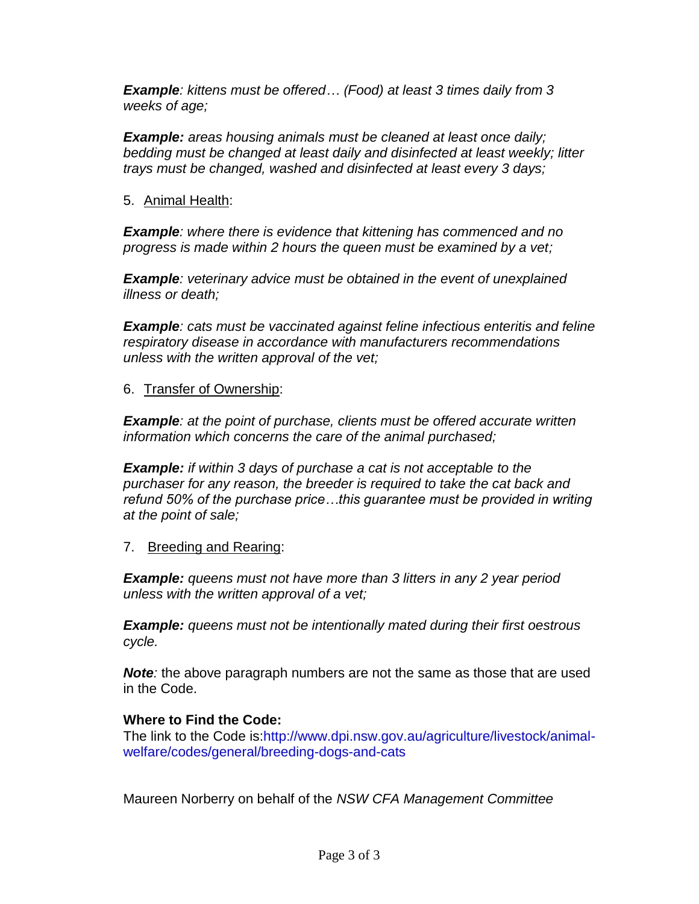***Example**: kittens must be offered… (Food) at least 3 times daily from 3 weeks of age;*

***Example:** areas housing animals must be cleaned at least once daily; bedding must be changed at least daily and disinfected at least weekly; litter trays must be changed, washed and disinfected at least every 3 days;*

5. <u>Animal Health</u>:

***Example**: where there is evidence that kittening has commenced and no progress is made within 2 hours the queen must be examined by a vet;*

***Example**: veterinary advice must be obtained in the event of unexplained illness or death;*

***Example**: cats must be vaccinated against feline infectious enteritis and feline respiratory disease in accordance with manufacturers recommendations unless with the written approval of the vet;*

6. <u>Transfer of Ownership</u>:

***Example**: at the point of purchase, clients must be offered accurate written information which concerns the care of the animal purchased;*

***Example:** if within 3 days of purchase a cat is not acceptable to the purchaser for any reason, the breeder is required to take the cat back and refund 50% of the purchase price…this guarantee must be provided in writing at the point of sale;*

7. <u>Breeding and Rearing</u>:

***Example:** queens must not have more than 3 litters in any 2 year period unless with the written approval of a vet;*

***Example:** queens must not be intentionally mated during their first oestrous cycle.*

***Note**:* the above paragraph numbers are not the same as those that are used in the Code.

**Where to Find the Code:**
The link to the Code is:http://www.dpi.nsw.gov.au/agriculture/livestock/animal-welfare/codes/general/breeding-dogs-and-cats

Maureen Norberry on behalf of the *NSW CFA Management Committee*